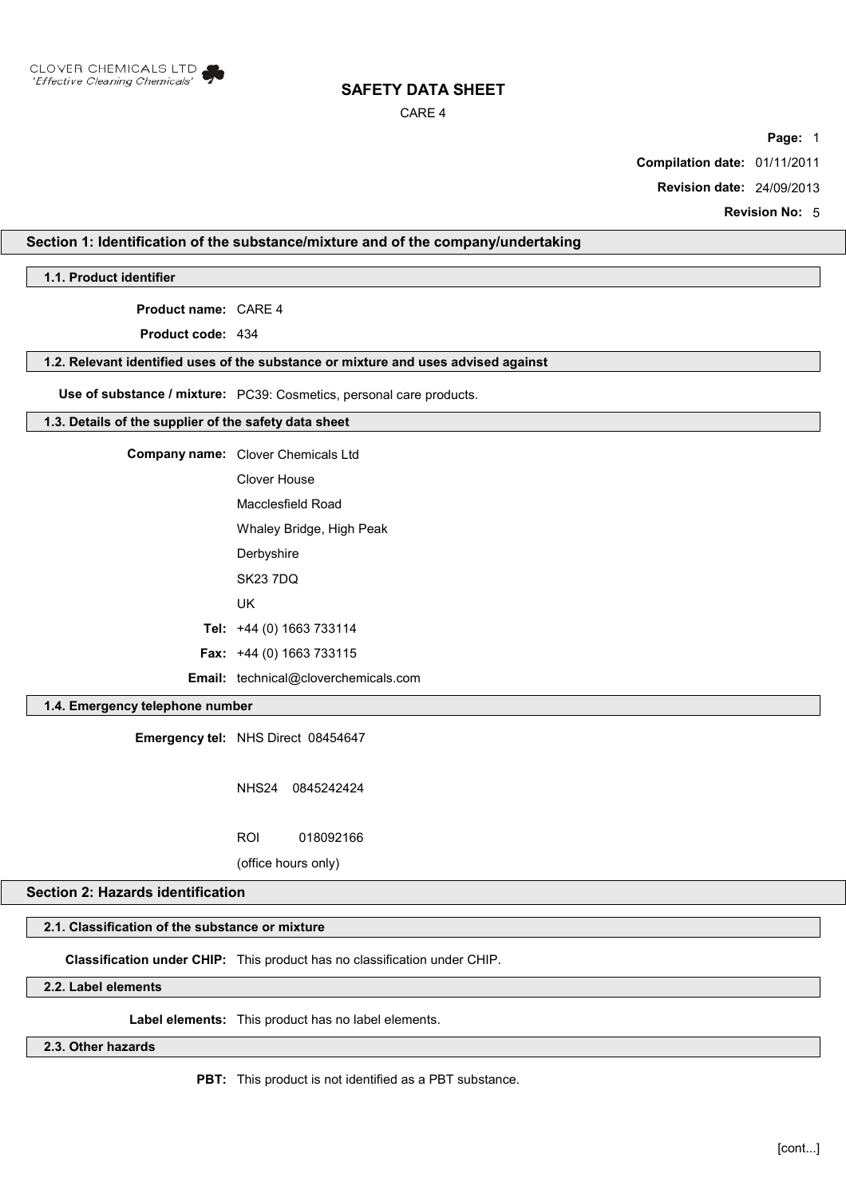CLOVER CHEMICALS LTD
*'Effective Cleaning Chemicals'*

# SAFETY DATA SHEET

CARE 4

**Compilation date:** 01/11/2011

**Revision date:** 24/09/2013

**Revision No:** 5

## Section 1: Identification of the substance/mixture and of the company/undertaking

### 1.1. Product identifier

**Product name:** CARE 4

**Product code:** 434

### 1.2. Relevant identified uses of the substance or mixture and uses advised against

**Use of substance / mixture:** PC39: Cosmetics, personal care products.

### 1.3. Details of the supplier of the safety data sheet

**Company name:** Clover Chemicals Ltd
Clover House
Macclesfield Road
Whaley Bridge, High Peak
Derbyshire
SK23 7DQ
UK

**Tel:** +44 (0) 1663 733114

**Fax:** +44 (0) 1663 733115

**Email:** technical@cloverchemicals.com

### 1.4. Emergency telephone number

**Emergency tel:** NHS Direct 08454647

NHS24 0845242424

ROI 018092166

(office hours only)

## Section 2: Hazards identification

### 2.1. Classification of the substance or mixture

**Classification under CHIP:** This product has no classification under CHIP.

### 2.2. Label elements

**Label elements:** This product has no label elements.

### 2.3. Other hazards

**PBT:** This product is not identified as a PBT substance.

[cont...]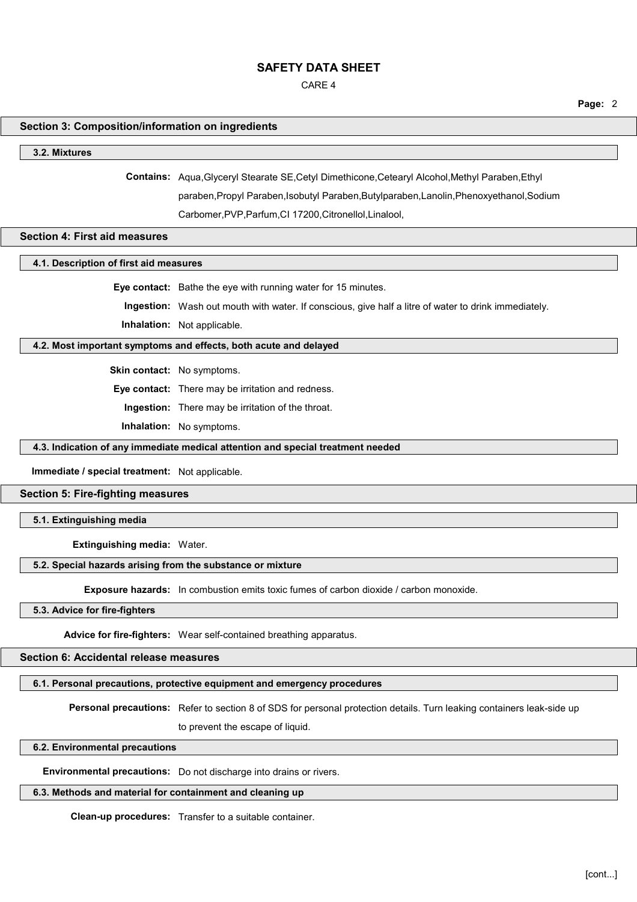## Section 3: Composition/information on ingredients

### 3.2. Mixtures

**Contains:** Aqua,Glyceryl Stearate SE,Cetyl Dimethicone,Cetearyl Alcohol,Methyl Paraben,Ethyl paraben,Propyl Paraben,Isobutyl Paraben,Butylparaben,Lanolin,Phenoxyethanol,Sodium Carbomer,PVP,Parfum,CI 17200,Citronellol,Linalool,

## Section 4: First aid measures

### 4.1. Description of first aid measures

**Eye contact:** Bathe the eye with running water for 15 minutes.

**Ingestion:** Wash out mouth with water. If conscious, give half a litre of water to drink immediately.

**Inhalation:** Not applicable.

### 4.2. Most important symptoms and effects, both acute and delayed

**Skin contact:** No symptoms.

**Eye contact:** There may be irritation and redness.

**Ingestion:** There may be irritation of the throat.

**Inhalation:** No symptoms.

### 4.3. Indication of any immediate medical attention and special treatment needed

**Immediate / special treatment:** Not applicable.

## Section 5: Fire-fighting measures

### 5.1. Extinguishing media

**Extinguishing media:** Water.

### 5.2. Special hazards arising from the substance or mixture

**Exposure hazards:** In combustion emits toxic fumes of carbon dioxide / carbon monoxide.

### 5.3. Advice for fire-fighters

**Advice for fire-fighters:** Wear self-contained breathing apparatus.

## Section 6: Accidental release measures

### 6.1. Personal precautions, protective equipment and emergency procedures

**Personal precautions:** Refer to section 8 of SDS for personal protection details. Turn leaking containers leak-side up to prevent the escape of liquid.

### 6.2. Environmental precautions

**Environmental precautions:** Do not discharge into drains or rivers.

### 6.3. Methods and material for containment and cleaning up

**Clean-up procedures:** Transfer to a suitable container.

[cont...]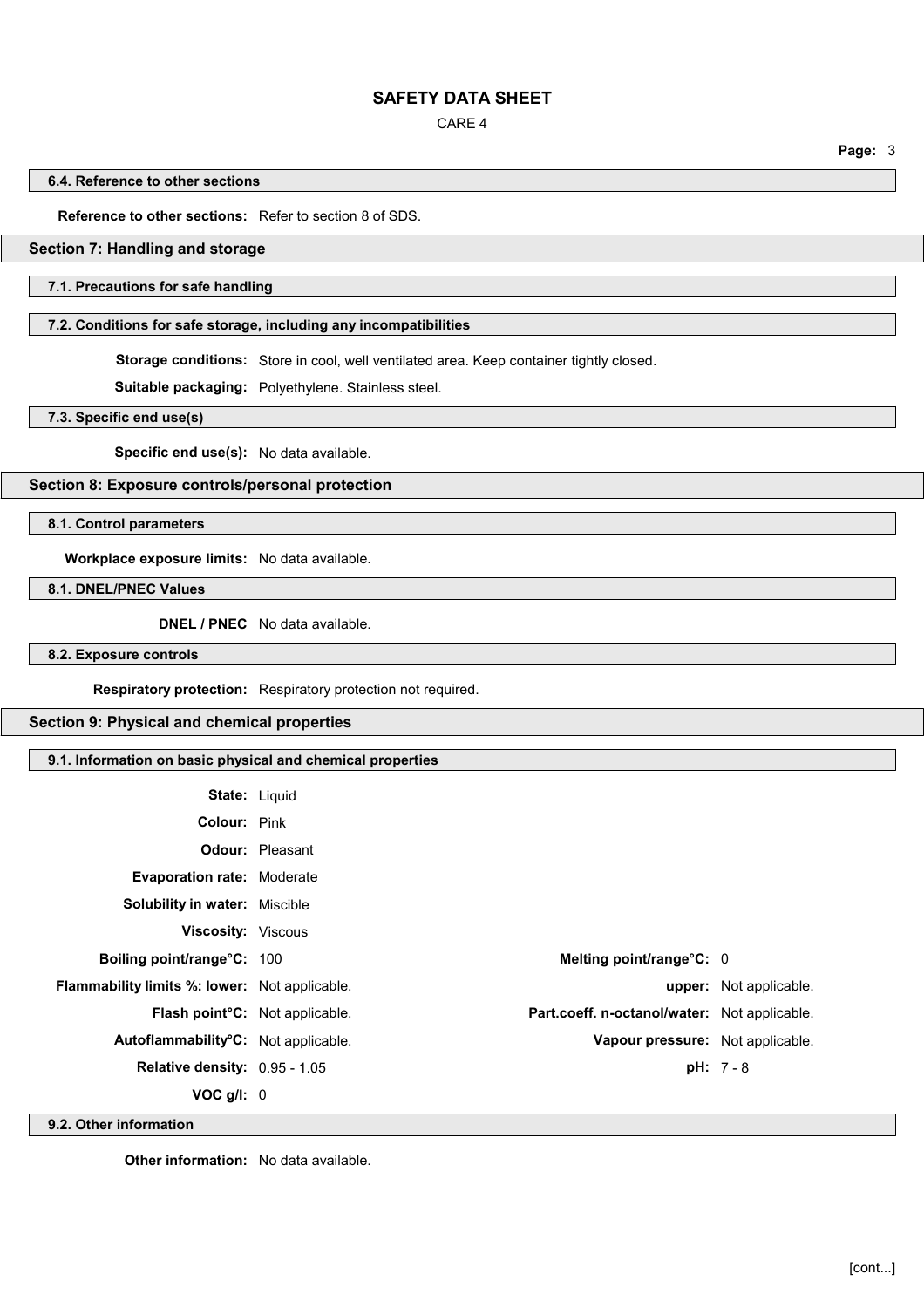### 6.4. Reference to other sections

**Reference to other sections:** Refer to section 8 of SDS.

## Section 7: Handling and storage

### 7.1. Precautions for safe handling

### 7.2. Conditions for safe storage, including any incompatibilities

**Storage conditions:** Store in cool, well ventilated area. Keep container tightly closed.

**Suitable packaging:** Polyethylene. Stainless steel.

### 7.3. Specific end use(s)

**Specific end use(s):** No data available.

## Section 8: Exposure controls/personal protection

### 8.1. Control parameters

**Workplace exposure limits:** No data available.

### 8.1. DNEL/PNEC Values

**DNEL / PNEC** No data available.

### 8.2. Exposure controls

**Respiratory protection:** Respiratory protection not required.

## Section 9: Physical and chemical properties

### 9.1. Information on basic physical and chemical properties

**State:** Liquid

**Colour:** Pink

**Odour:** Pleasant

**Evaporation rate:** Moderate

**Solubility in water:** Miscible

**Viscosity:** Viscous

| | | | |
|---|---|---|---|
| **Boiling point/range°C:** | 100 | **Melting point/range°C:** | 0 |
| **Flammability limits %: lower:** | Not applicable. | **upper:** | Not applicable. |
| **Flash point°C:** | Not applicable. | **Part.coeff. n-octanol/water:** | Not applicable. |
| **Autoflammability°C:** | Not applicable. | **Vapour pressure:** | Not applicable. |
| **Relative density:** | 0.95 - 1.05 | **pH:** | 7 - 8 |
| **VOC g/l:** | 0 | | |

### 9.2. Other information

**Other information:** No data available.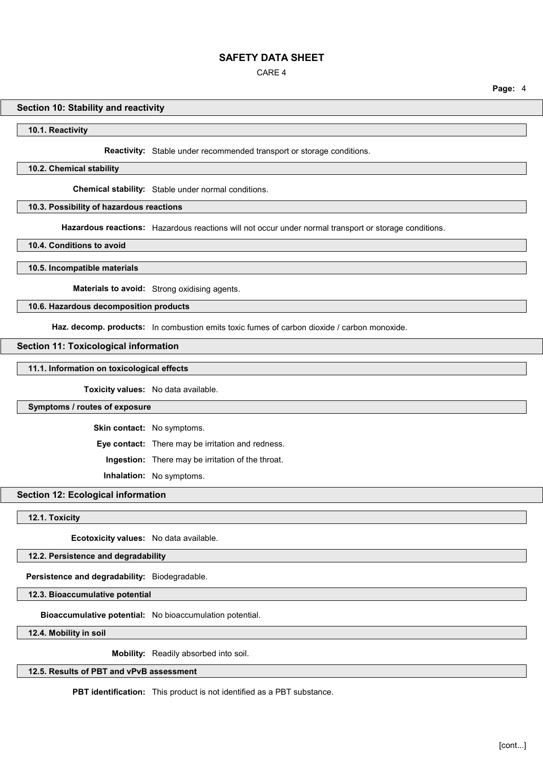## Section 10: Stability and reactivity

### 10.1. Reactivity

**Reactivity:** Stable under recommended transport or storage conditions.

### 10.2. Chemical stability

**Chemical stability:** Stable under normal conditions.

### 10.3. Possibility of hazardous reactions

**Hazardous reactions:** Hazardous reactions will not occur under normal transport or storage conditions.

### 10.4. Conditions to avoid

### 10.5. Incompatible materials

**Materials to avoid:** Strong oxidising agents.

### 10.6. Hazardous decomposition products

**Haz. decomp. products:** In combustion emits toxic fumes of carbon dioxide / carbon monoxide.

## Section 11: Toxicological information

### 11.1. Information on toxicological effects

**Toxicity values:** No data available.

### Symptoms / routes of exposure

**Skin contact:** No symptoms.

**Eye contact:** There may be irritation and redness.

**Ingestion:** There may be irritation of the throat.

**Inhalation:** No symptoms.

## Section 12: Ecological information

### 12.1. Toxicity

**Ecotoxicity values:** No data available.

### 12.2. Persistence and degradability

**Persistence and degradability:** Biodegradable.

### 12.3. Bioaccumulative potential

**Bioaccumulative potential:** No bioaccumulation potential.

### 12.4. Mobility in soil

**Mobility:** Readily absorbed into soil.

### 12.5. Results of PBT and vPvB assessment

**PBT identification:** This product is not identified as a PBT substance.

[cont...]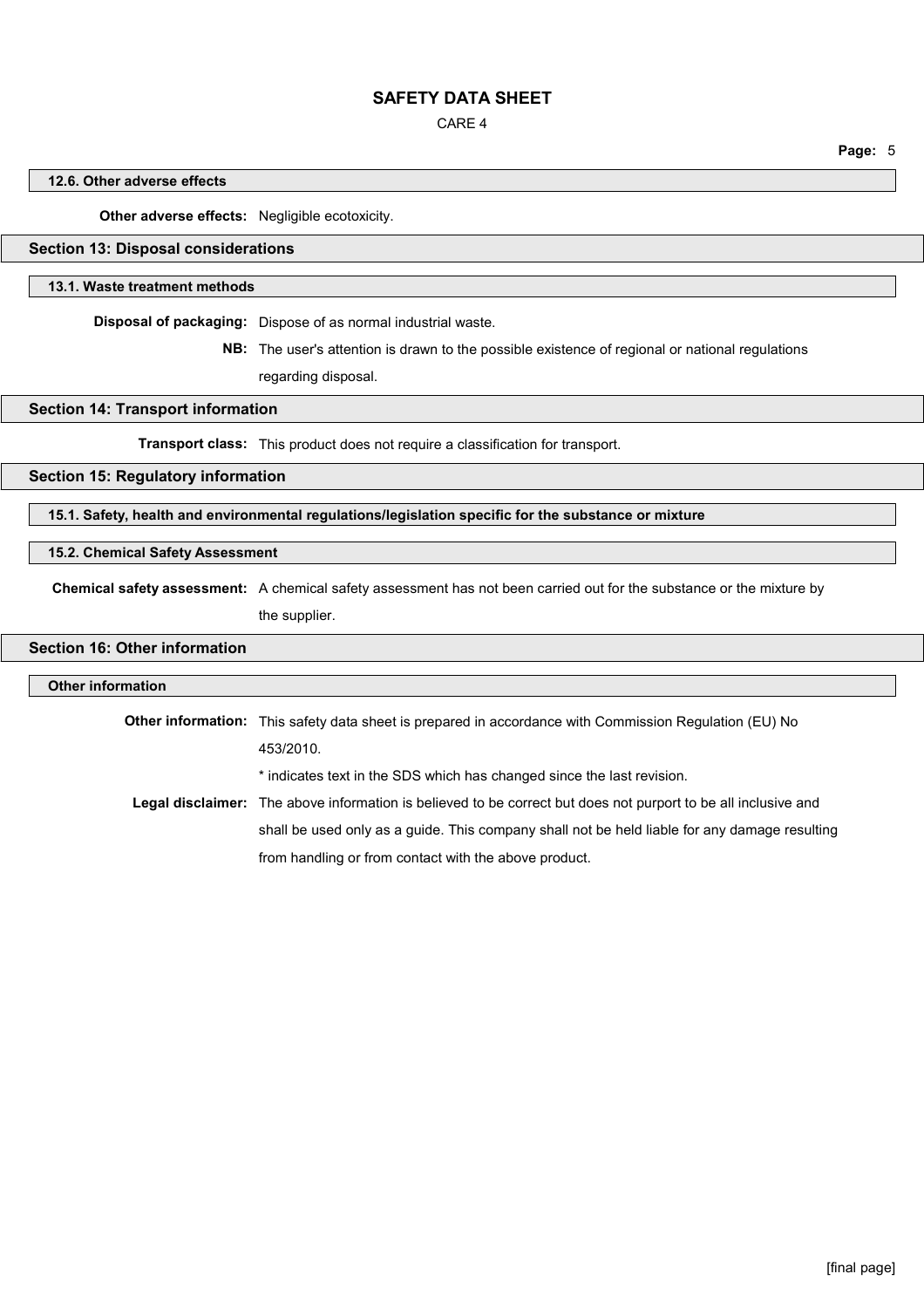#### 12.6. Other adverse effects

**Other adverse effects:** Negligible ecotoxicity.

## Section 13: Disposal considerations

#### 13.1. Waste treatment methods

**Disposal of packaging:** Dispose of as normal industrial waste.

**NB:** The user's attention is drawn to the possible existence of regional or national regulations regarding disposal.

## Section 14: Transport information

**Transport class:** This product does not require a classification for transport.

## Section 15: Regulatory information

#### 15.1. Safety, health and environmental regulations/legislation specific for the substance or mixture

#### 15.2. Chemical Safety Assessment

**Chemical safety assessment:** A chemical safety assessment has not been carried out for the substance or the mixture by the supplier.

## Section 16: Other information

#### Other information

**Other information:** This safety data sheet is prepared in accordance with Commission Regulation (EU) No 453/2010.

* indicates text in the SDS which has changed since the last revision.

**Legal disclaimer:** The above information is believed to be correct but does not purport to be all inclusive and shall be used only as a guide. This company shall not be held liable for any damage resulting from handling or from contact with the above product.

[final page]